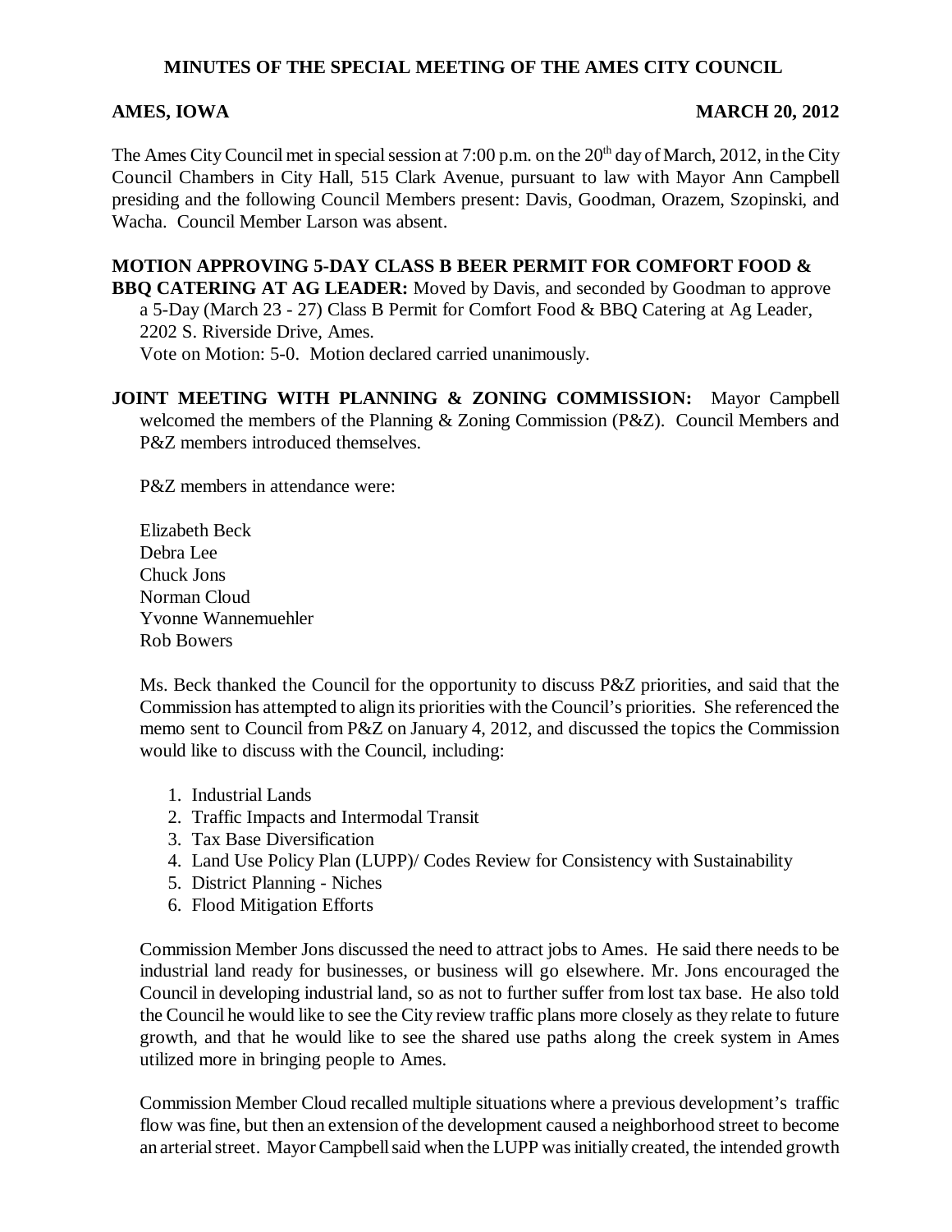# MINUTES OF THE SPECIAL MEETING OF THE AMES CITY COUNCIL

**AMES, IOWA** **MARCH 20, 2012**

The Ames City Council met in special session at 7:00 p.m. on the 20th day of March, 2012, in the City Council Chambers in City Hall, 515 Clark Avenue, pursuant to law with Mayor Ann Campbell presiding and the following Council Members present: Davis, Goodman, Orazem, Szopinski, and Wacha. Council Member Larson was absent.

**MOTION APPROVING 5-DAY CLASS B BEER PERMIT FOR COMFORT FOOD & BBQ CATERING AT AG LEADER:** Moved by Davis, and seconded by Goodman to approve a 5-Day (March 23 - 27) Class B Permit for Comfort Food & BBQ Catering at Ag Leader, 2202 S. Riverside Drive, Ames.

Vote on Motion: 5-0. Motion declared carried unanimously.

**JOINT MEETING WITH PLANNING & ZONING COMMISSION:** Mayor Campbell welcomed the members of the Planning & Zoning Commission (P&Z). Council Members and P&Z members introduced themselves.

P&Z members in attendance were:

Elizabeth Beck
Debra Lee
Chuck Jons
Norman Cloud
Yvonne Wannemuehler
Rob Bowers

Ms. Beck thanked the Council for the opportunity to discuss P&Z priorities, and said that the Commission has attempted to align its priorities with the Council's priorities. She referenced the memo sent to Council from P&Z on January 4, 2012, and discussed the topics the Commission would like to discuss with the Council, including:

1. Industrial Lands
2. Traffic Impacts and Intermodal Transit
3. Tax Base Diversification
4. Land Use Policy Plan (LUPP)/ Codes Review for Consistency with Sustainability
5. District Planning - Niches
6. Flood Mitigation Efforts

Commission Member Jons discussed the need to attract jobs to Ames. He said there needs to be industrial land ready for businesses, or business will go elsewhere. Mr. Jons encouraged the Council in developing industrial land, so as not to further suffer from lost tax base. He also told the Council he would like to see the City review traffic plans more closely as they relate to future growth, and that he would like to see the shared use paths along the creek system in Ames utilized more in bringing people to Ames.

Commission Member Cloud recalled multiple situations where a previous development's traffic flow was fine, but then an extension of the development caused a neighborhood street to become an arterial street. Mayor Campbell said when the LUPP was initially created, the intended growth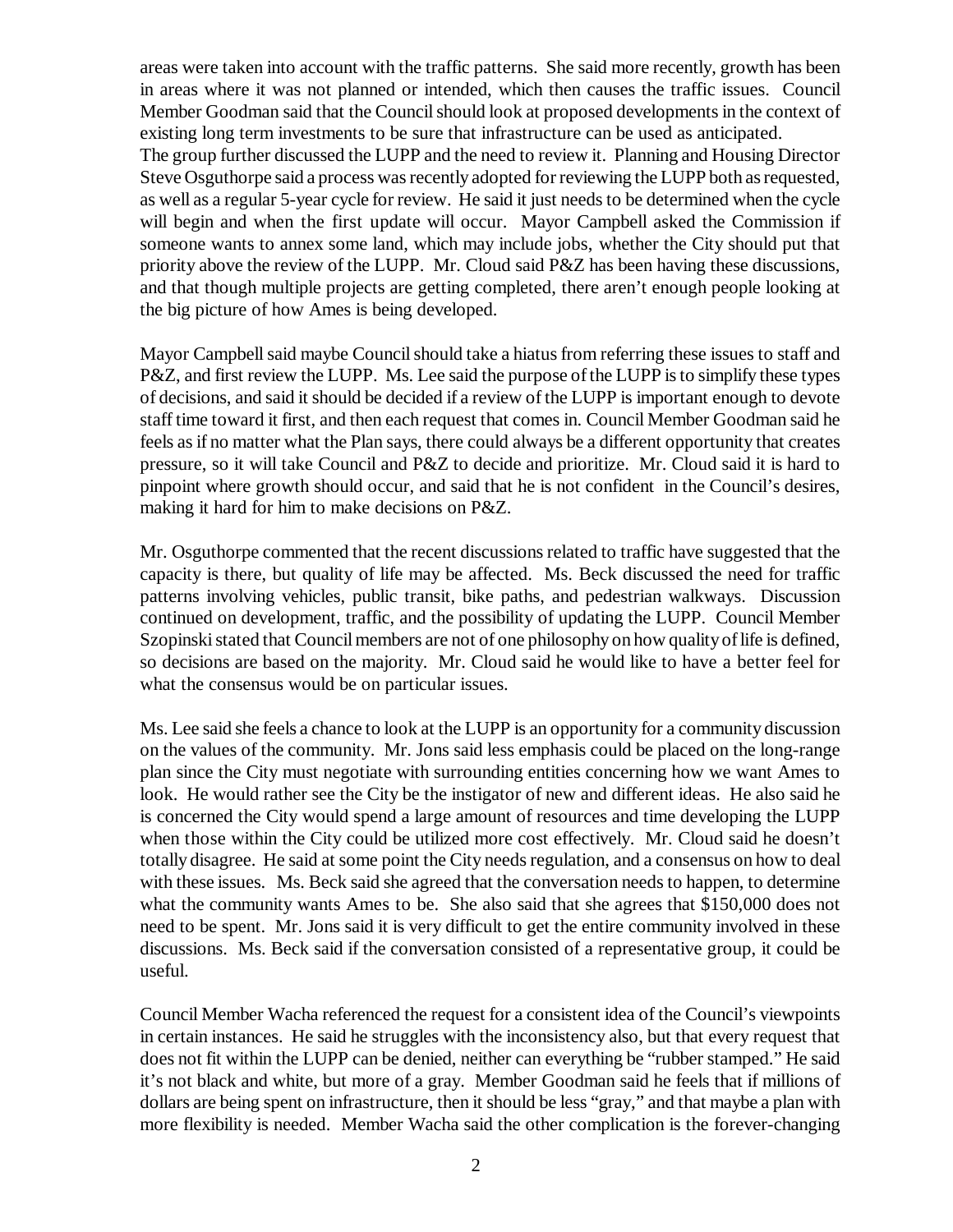areas were taken into account with the traffic patterns. She said more recently, growth has been in areas where it was not planned or intended, which then causes the traffic issues. Council Member Goodman said that the Council should look at proposed developments in the context of existing long term investments to be sure that infrastructure can be used as anticipated.
The group further discussed the LUPP and the need to review it. Planning and Housing Director Steve Osguthorpe said a process was recently adopted for reviewing the LUPP both as requested, as well as a regular 5-year cycle for review. He said it just needs to be determined when the cycle will begin and when the first update will occur. Mayor Campbell asked the Commission if someone wants to annex some land, which may include jobs, whether the City should put that priority above the review of the LUPP. Mr. Cloud said P&Z has been having these discussions, and that though multiple projects are getting completed, there aren't enough people looking at the big picture of how Ames is being developed.

Mayor Campbell said maybe Council should take a hiatus from referring these issues to staff and P&Z, and first review the LUPP. Ms. Lee said the purpose of the LUPP is to simplify these types of decisions, and said it should be decided if a review of the LUPP is important enough to devote staff time toward it first, and then each request that comes in. Council Member Goodman said he feels as if no matter what the Plan says, there could always be a different opportunity that creates pressure, so it will take Council and P&Z to decide and prioritize. Mr. Cloud said it is hard to pinpoint where growth should occur, and said that he is not confident in the Council's desires, making it hard for him to make decisions on P&Z.

Mr. Osguthorpe commented that the recent discussions related to traffic have suggested that the capacity is there, but quality of life may be affected. Ms. Beck discussed the need for traffic patterns involving vehicles, public transit, bike paths, and pedestrian walkways. Discussion continued on development, traffic, and the possibility of updating the LUPP. Council Member Szopinski stated that Council members are not of one philosophy on how quality of life is defined, so decisions are based on the majority. Mr. Cloud said he would like to have a better feel for what the consensus would be on particular issues.

Ms. Lee said she feels a chance to look at the LUPP is an opportunity for a community discussion on the values of the community. Mr. Jons said less emphasis could be placed on the long-range plan since the City must negotiate with surrounding entities concerning how we want Ames to look. He would rather see the City be the instigator of new and different ideas. He also said he is concerned the City would spend a large amount of resources and time developing the LUPP when those within the City could be utilized more cost effectively. Mr. Cloud said he doesn't totally disagree. He said at some point the City needs regulation, and a consensus on how to deal with these issues. Ms. Beck said she agreed that the conversation needs to happen, to determine what the community wants Ames to be. She also said that she agrees that $150,000 does not need to be spent. Mr. Jons said it is very difficult to get the entire community involved in these discussions. Ms. Beck said if the conversation consisted of a representative group, it could be useful.

Council Member Wacha referenced the request for a consistent idea of the Council's viewpoints in certain instances. He said he struggles with the inconsistency also, but that every request that does not fit within the LUPP can be denied, neither can everything be "rubber stamped." He said it's not black and white, but more of a gray. Member Goodman said he feels that if millions of dollars are being spent on infrastructure, then it should be less "gray," and that maybe a plan with more flexibility is needed. Member Wacha said the other complication is the forever-changing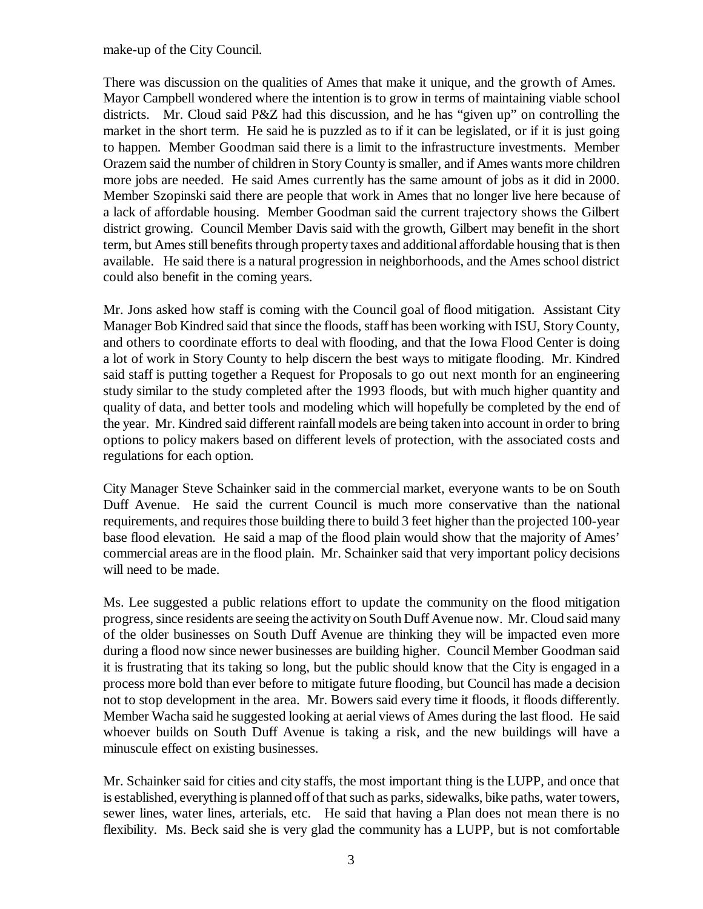make-up of the City Council.

There was discussion on the qualities of Ames that make it unique, and the growth of Ames. Mayor Campbell wondered where the intention is to grow in terms of maintaining viable school districts. Mr. Cloud said P&Z had this discussion, and he has "given up" on controlling the market in the short term. He said he is puzzled as to if it can be legislated, or if it is just going to happen. Member Goodman said there is a limit to the infrastructure investments. Member Orazem said the number of children in Story County is smaller, and if Ames wants more children more jobs are needed. He said Ames currently has the same amount of jobs as it did in 2000. Member Szopinski said there are people that work in Ames that no longer live here because of a lack of affordable housing. Member Goodman said the current trajectory shows the Gilbert district growing. Council Member Davis said with the growth, Gilbert may benefit in the short term, but Ames still benefits through property taxes and additional affordable housing that is then available. He said there is a natural progression in neighborhoods, and the Ames school district could also benefit in the coming years.

Mr. Jons asked how staff is coming with the Council goal of flood mitigation. Assistant City Manager Bob Kindred said that since the floods, staff has been working with ISU, Story County, and others to coordinate efforts to deal with flooding, and that the Iowa Flood Center is doing a lot of work in Story County to help discern the best ways to mitigate flooding. Mr. Kindred said staff is putting together a Request for Proposals to go out next month for an engineering study similar to the study completed after the 1993 floods, but with much higher quantity and quality of data, and better tools and modeling which will hopefully be completed by the end of the year. Mr. Kindred said different rainfall models are being taken into account in order to bring options to policy makers based on different levels of protection, with the associated costs and regulations for each option.

City Manager Steve Schainker said in the commercial market, everyone wants to be on South Duff Avenue. He said the current Council is much more conservative than the national requirements, and requires those building there to build 3 feet higher than the projected 100-year base flood elevation. He said a map of the flood plain would show that the majority of Ames' commercial areas are in the flood plain. Mr. Schainker said that very important policy decisions will need to be made.

Ms. Lee suggested a public relations effort to update the community on the flood mitigation progress, since residents are seeing the activity on South Duff Avenue now. Mr. Cloud said many of the older businesses on South Duff Avenue are thinking they will be impacted even more during a flood now since newer businesses are building higher. Council Member Goodman said it is frustrating that its taking so long, but the public should know that the City is engaged in a process more bold than ever before to mitigate future flooding, but Council has made a decision not to stop development in the area. Mr. Bowers said every time it floods, it floods differently. Member Wacha said he suggested looking at aerial views of Ames during the last flood. He said whoever builds on South Duff Avenue is taking a risk, and the new buildings will have a minuscule effect on existing businesses.

Mr. Schainker said for cities and city staffs, the most important thing is the LUPP, and once that is established, everything is planned off of that such as parks, sidewalks, bike paths, water towers, sewer lines, water lines, arterials, etc. He said that having a Plan does not mean there is no flexibility. Ms. Beck said she is very glad the community has a LUPP, but is not comfortable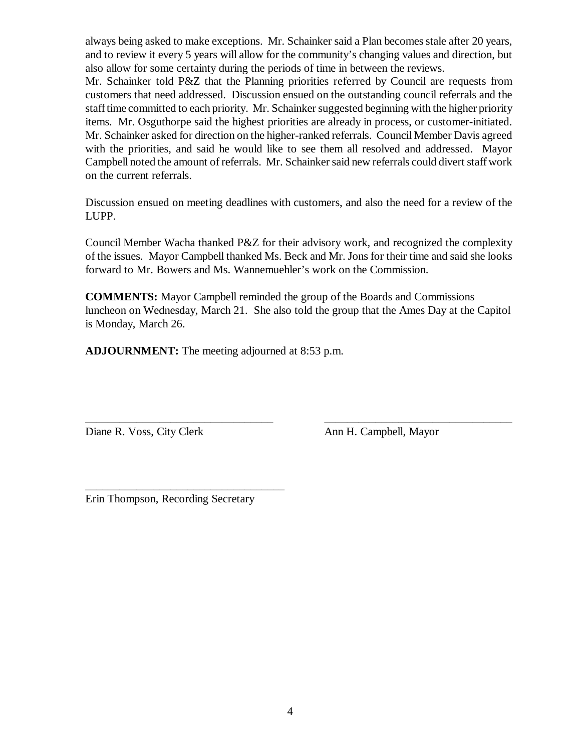always being asked to make exceptions. Mr. Schainker said a Plan becomes stale after 20 years, and to review it every 5 years will allow for the community's changing values and direction, but also allow for some certainty during the periods of time in between the reviews.
Mr. Schainker told P&Z that the Planning priorities referred by Council are requests from customers that need addressed. Discussion ensued on the outstanding council referrals and the staff time committed to each priority. Mr. Schainker suggested beginning with the higher priority items. Mr. Osguthorpe said the highest priorities are already in process, or customer-initiated. Mr. Schainker asked for direction on the higher-ranked referrals. Council Member Davis agreed with the priorities, and said he would like to see them all resolved and addressed. Mayor Campbell noted the amount of referrals. Mr. Schainker said new referrals could divert staff work on the current referrals.

Discussion ensued on meeting deadlines with customers, and also the need for a review of the LUPP.

Council Member Wacha thanked P&Z for their advisory work, and recognized the complexity of the issues. Mayor Campbell thanked Ms. Beck and Mr. Jons for their time and said she looks forward to Mr. Bowers and Ms. Wannemuehler's work on the Commission.

**COMMENTS:** Mayor Campbell reminded the group of the Boards and Commissions luncheon on Wednesday, March 21. She also told the group that the Ames Day at the Capitol is Monday, March 26.

**ADJOURNMENT:** The meeting adjourned at 8:53 p.m.

\_\_\_\_\_\_\_\_\_\_\_\_\_\_\_\_\_\_\_\_\_\_\_\_\_\_\_\_\_\_\_\_\_\_
Diane R. Voss, City Clerk

\_\_\_\_\_\_\_\_\_\_\_\_\_\_\_\_\_\_\_\_\_\_\_\_\_\_\_\_\_\_\_\_\_\_
Ann H. Campbell, Mayor

\_\_\_\_\_\_\_\_\_\_\_\_\_\_\_\_\_\_\_\_\_\_\_\_\_\_\_\_\_\_\_\_\_\_
Erin Thompson, Recording Secretary